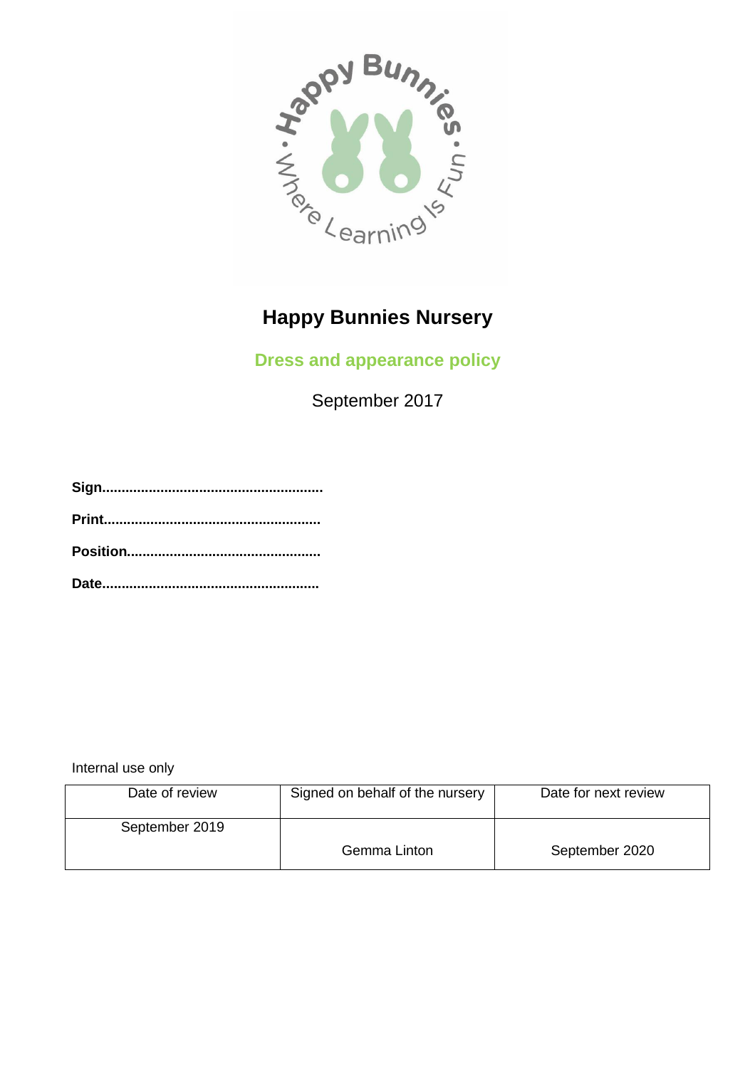# Happy Bunnies Nursery

## Dress and appearance policy

September 2017

**Sign........................................................**

**Print......................................................**

**Position.................................................**

**Date.......................................................**

Internal use only

| Date of review | Signed on behalf of the nursery | Date for next review |
|---|---|---|
| September 2019 | Gemma Linton | September 2020 |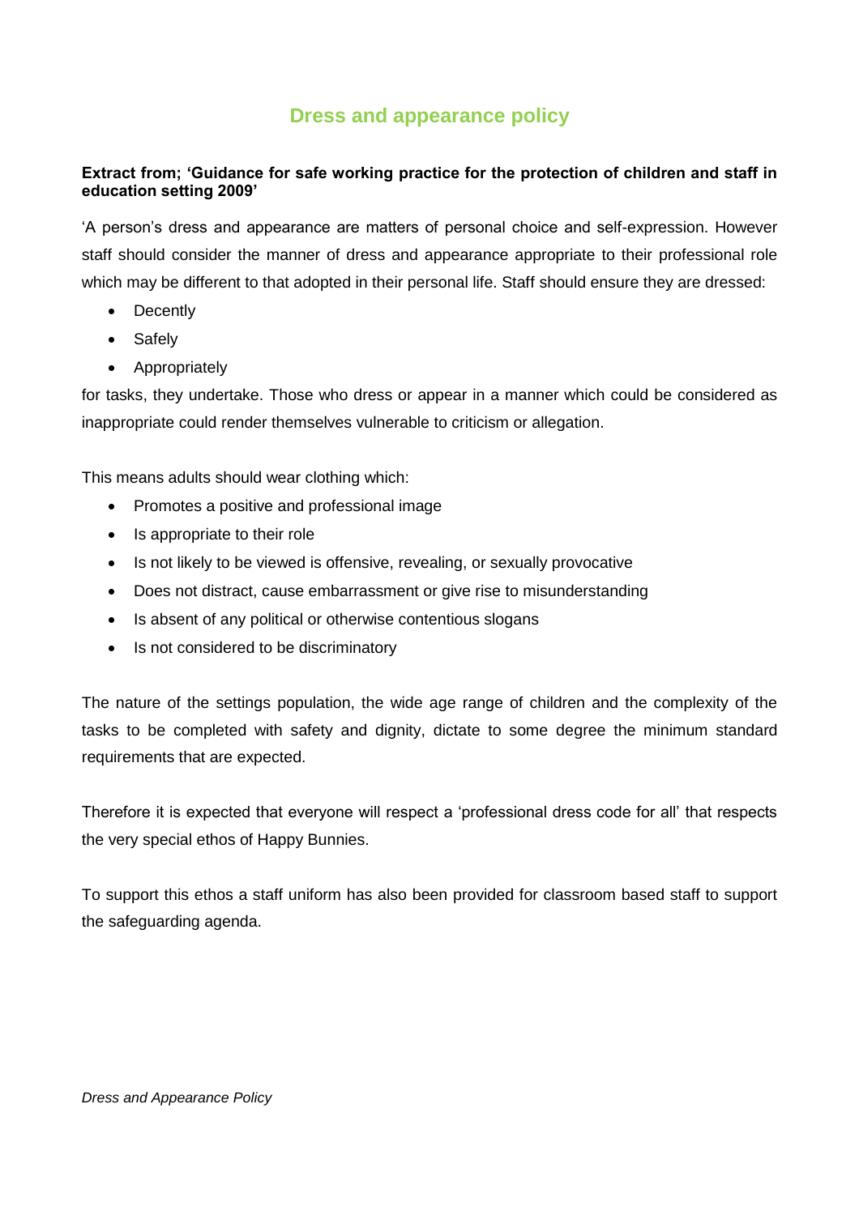# Dress and appearance policy

**Extract from; 'Guidance for safe working practice for the protection of children and staff in education setting 2009'**

'A person's dress and appearance are matters of personal choice and self-expression. However staff should consider the manner of dress and appearance appropriate to their professional role which may be different to that adopted in their personal life. Staff should ensure they are dressed:

- Decently
- Safely
- Appropriately

for tasks, they undertake. Those who dress or appear in a manner which could be considered as inappropriate could render themselves vulnerable to criticism or allegation.

This means adults should wear clothing which:

- Promotes a positive and professional image
- Is appropriate to their role
- Is not likely to be viewed is offensive, revealing, or sexually provocative
- Does not distract, cause embarrassment or give rise to misunderstanding
- Is absent of any political or otherwise contentious slogans
- Is not considered to be discriminatory

The nature of the settings population, the wide age range of children and the complexity of the tasks to be completed with safety and dignity, dictate to some degree the minimum standard requirements that are expected.

Therefore it is expected that everyone will respect a 'professional dress code for all' that respects the very special ethos of Happy Bunnies.

To support this ethos a staff uniform has also been provided for classroom based staff to support the safeguarding agenda.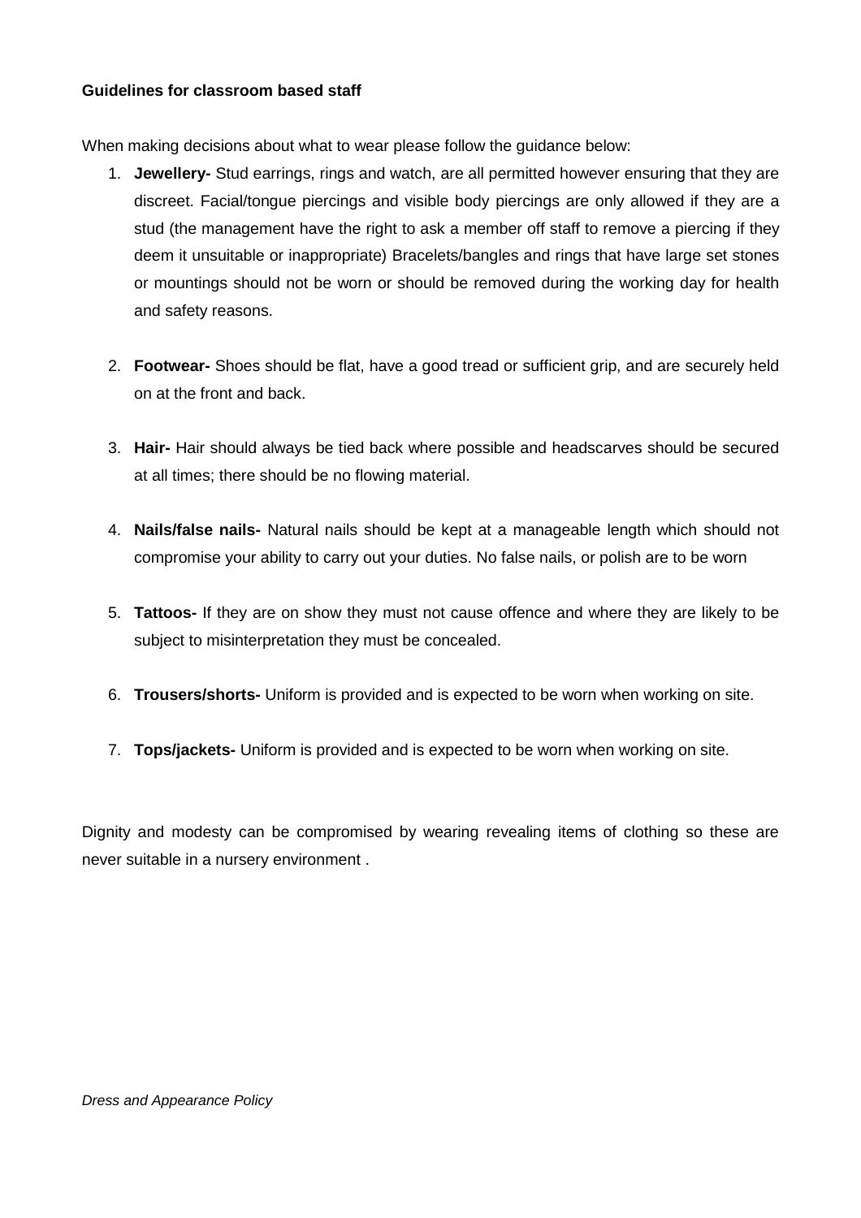**Guidelines for classroom based staff**

When making decisions about what to wear please follow the guidance below:

1. **Jewellery-** Stud earrings, rings and watch, are all permitted however ensuring that they are discreet. Facial/tongue piercings and visible body piercings are only allowed if they are a stud (the management have the right to ask a member off staff to remove a piercing if they deem it unsuitable or inappropriate) Bracelets/bangles and rings that have large set stones or mountings should not be worn or should be removed during the working day for health and safety reasons.

2. **Footwear-** Shoes should be flat, have a good tread or sufficient grip, and are securely held on at the front and back.

3. **Hair-** Hair should always be tied back where possible and headscarves should be secured at all times; there should be no flowing material.

4. **Nails/false nails-** Natural nails should be kept at a manageable length which should not compromise your ability to carry out your duties. No false nails, or polish are to be worn

5. **Tattoos-** If they are on show they must not cause offence and where they are likely to be subject to misinterpretation they must be concealed.

6. **Trousers/shorts-** Uniform is provided and is expected to be worn when working on site.

7. **Tops/jackets-** Uniform is provided and is expected to be worn when working on site.

Dignity and modesty can be compromised by wearing revealing items of clothing so these are never suitable in a nursery environment .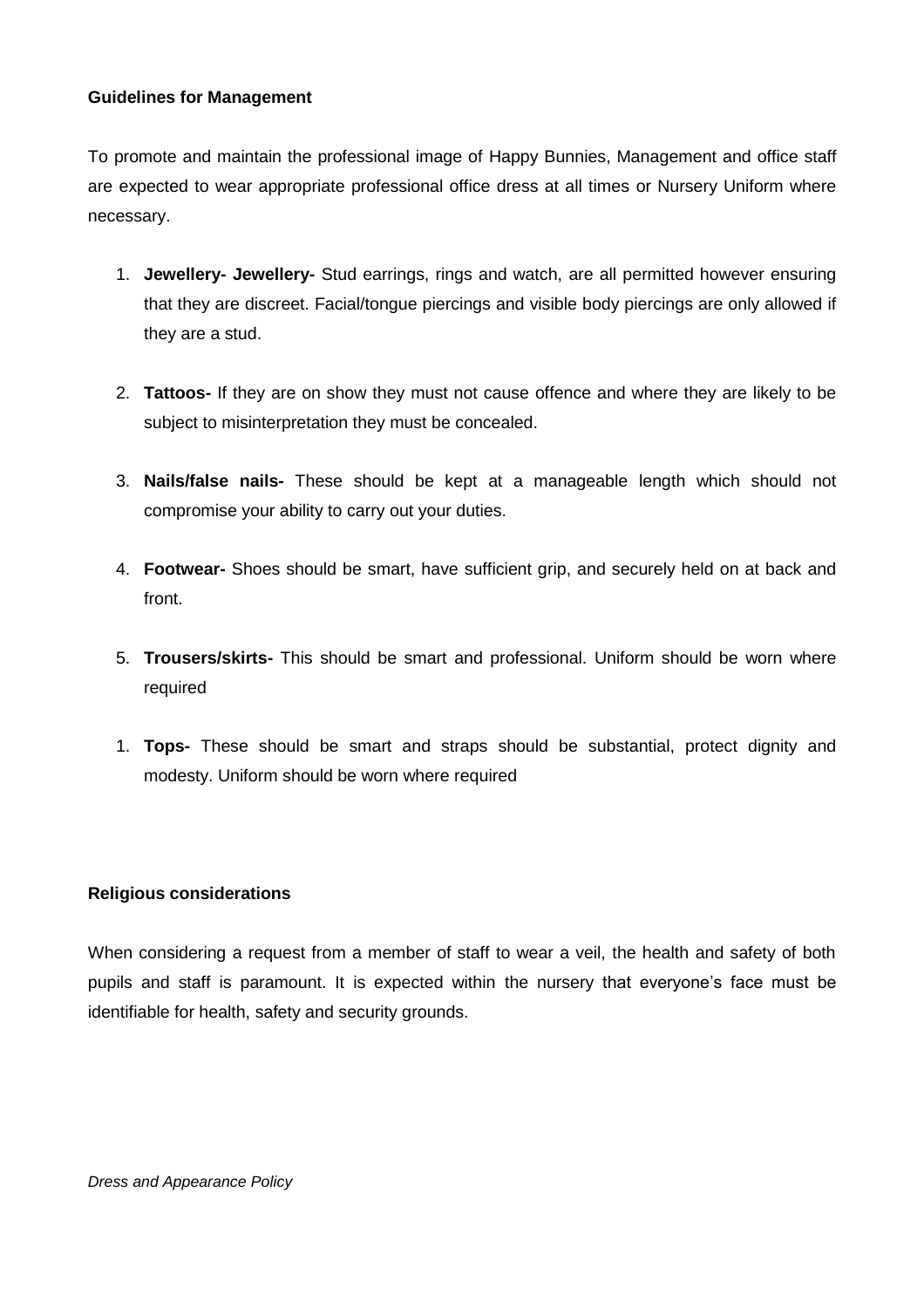**Guidelines for Management**

To promote and maintain the professional image of Happy Bunnies, Management and office staff are expected to wear appropriate professional office dress at all times or Nursery Uniform where necessary.

1. **Jewellery- Jewellery-** Stud earrings, rings and watch, are all permitted however ensuring that they are discreet. Facial/tongue piercings and visible body piercings are only allowed if they are a stud.

2. **Tattoos-** If they are on show they must not cause offence and where they are likely to be subject to misinterpretation they must be concealed.

3. **Nails/false nails-** These should be kept at a manageable length which should not compromise your ability to carry out your duties.

4. **Footwear-** Shoes should be smart, have sufficient grip, and securely held on at back and front.

5. **Trousers/skirts-** This should be smart and professional. Uniform should be worn where required

1. **Tops-** These should be smart and straps should be substantial, protect dignity and modesty. Uniform should be worn where required

**Religious considerations**

When considering a request from a member of staff to wear a veil, the health and safety of both pupils and staff is paramount. It is expected within the nursery that everyone's face must be identifiable for health, safety and security grounds.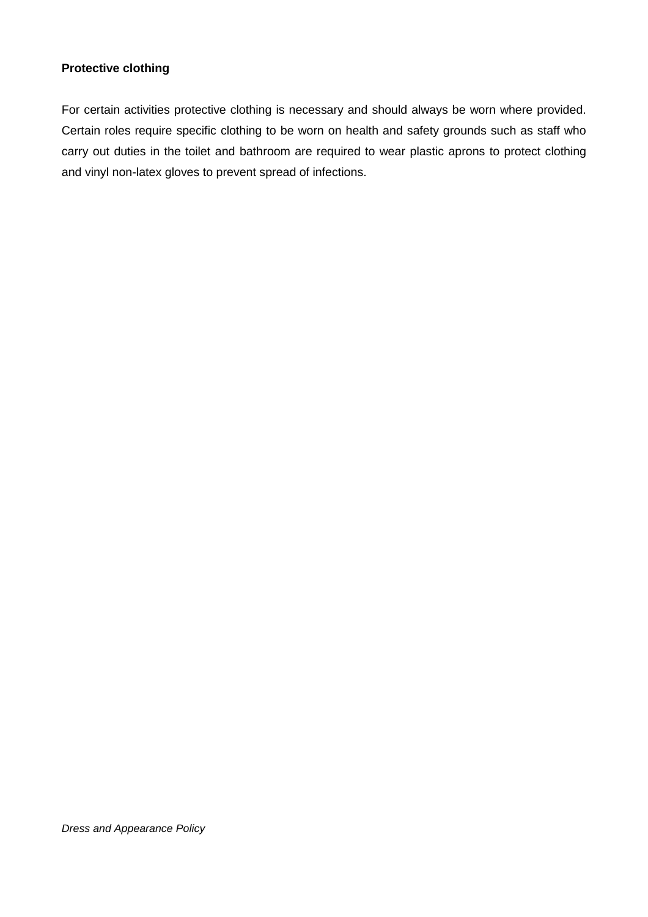**Protective clothing**

For certain activities protective clothing is necessary and should always be worn where provided. Certain roles require specific clothing to be worn on health and safety grounds such as staff who carry out duties in the toilet and bathroom are required to wear plastic aprons to protect clothing and vinyl non-latex gloves to prevent spread of infections.